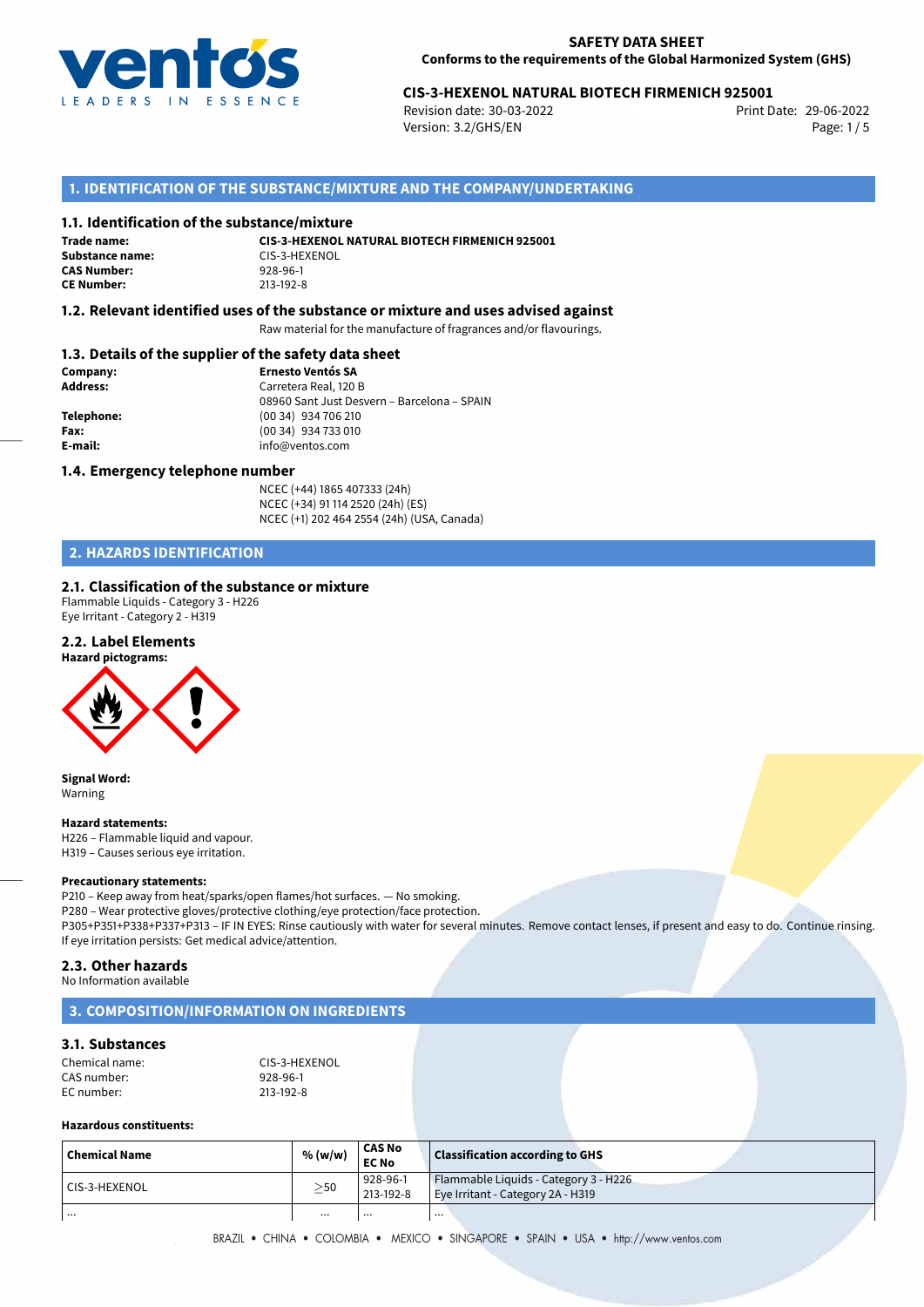# SAFETY DATA SHEET
**Conforms to the requirements of the Global Harmonized System (GHS)**

**CIS-3-HEXENOL NATURAL BIOTECH FIRMENICH 925001**
Revision date: 30-03-2022
Version: 3.2/GHS/EN
Print Date: 29-06-2022

## 1. IDENTIFICATION OF THE SUBSTANCE/MIXTURE AND THE COMPANY/UNDERTAKING

### 1.1. Identification of the substance/mixture

**Trade name:** **CIS-3-HEXENOL NATURAL BIOTECH FIRMENICH 925001**
**Substance name:** CIS-3-HEXENOL
**CAS Number:** 928-96-1
**CE Number:** 213-192-8

### 1.2. Relevant identified uses of the substance or mixture and uses advised against

Raw material for the manufacture of fragrances and/or flavourings.

### 1.3. Details of the supplier of the safety data sheet

**Company:** **Ernesto Ventós SA**
**Address:** Carretera Real, 120 B
08960 Sant Just Desvern – Barcelona – SPAIN
**Telephone:** (00 34) 934 706 210
**Fax:** (00 34) 934 733 010
**E-mail:** info@ventos.com

### 1.4. Emergency telephone number

NCEC (+44) 1865 407333 (24h)
NCEC (+34) 91 114 2520 (24h) (ES)
NCEC (+1) 202 464 2554 (24h) (USA, Canada)

## 2. HAZARDS IDENTIFICATION

### 2.1. Classification of the substance or mixture

Flammable Liquids - Category 3 - H226
Eye Irritant - Category 2 - H319

### 2.2. Label Elements

**Hazard pictograms:**

**Signal Word:**
Warning

**Hazard statements:**
H226 – Flammable liquid and vapour.
H319 – Causes serious eye irritation.

**Precautionary statements:**
P210 – Keep away from heat/sparks/open flames/hot surfaces. — No smoking.
P280 – Wear protective gloves/protective clothing/eye protection/face protection.
P305+P351+P338+P337+P313 – IF IN EYES: Rinse cautiously with water for several minutes. Remove contact lenses, if present and easy to do. Continue rinsing. If eye irritation persists: Get medical advice/attention.

### 2.3. Other hazards

No Information available

## 3. COMPOSITION/INFORMATION ON INGREDIENTS

### 3.1. Substances

Chemical name: CIS-3-HEXENOL
CAS number: 928-96-1
EC number: 213-192-8

**Hazardous constituents:**

| Chemical Name | % (w/w) | CAS No<br>EC No | Classification according to GHS |
|---|---|---|---|
| CIS-3-HEXENOL | $\geq$50 | 928-96-1<br>213-192-8 | Flammable Liquids - Category 3 - H226<br>Eye Irritant - Category 2A - H319 |
| ... | ... | ... | ... |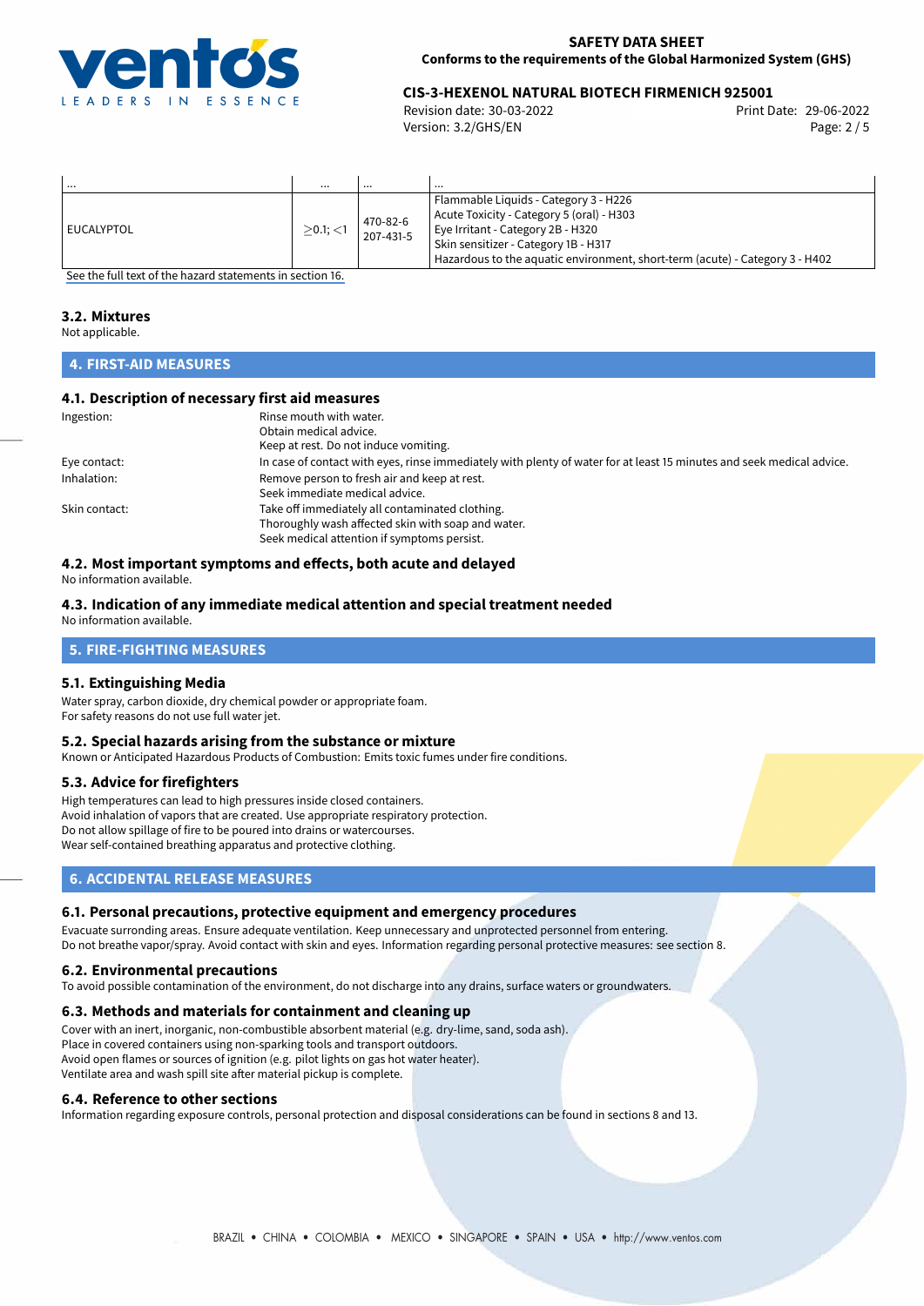| ... | ... | ... | ... |
|---|---|---|---|
| EUCALYPTOL | $\geq$0.1; <1 | 470-82-6<br>207-431-5 | Flammable Liquids - Category 3 - H226<br>Acute Toxicity - Category 5 (oral) - H303<br>Eye Irritant - Category 2B - H320<br>Skin sensitizer - Category 1B - H317<br>Hazardous to the aquatic environment, short-term (acute) - Category 3 - H402 |

See the full text of the hazard statements in section 16.

### 3.2. Mixtures

Not applicable.

## 4. FIRST-AID MEASURES

### 4.1. Description of necessary first aid measures

Ingestion: Rinse mouth with water.
Obtain medical advice.
Keep at rest. Do not induce vomiting.

Eye contact: In case of contact with eyes, rinse immediately with plenty of water for at least 15 minutes and seek medical advice.

Inhalation: Remove person to fresh air and keep at rest.
Seek immediate medical advice.

Skin contact: Take off immediately all contaminated clothing.
Thoroughly wash affected skin with soap and water.
Seek medical attention if symptoms persist.

### 4.2. Most important symptoms and effects, both acute and delayed

No information available.

### 4.3. Indication of any immediate medical attention and special treatment needed

No information available.

## 5. FIRE-FIGHTING MEASURES

### 5.1. Extinguishing Media

Water spray, carbon dioxide, dry chemical powder or appropriate foam.
For safety reasons do not use full water jet.

### 5.2. Special hazards arising from the substance or mixture

Known or Anticipated Hazardous Products of Combustion: Emits toxic fumes under fire conditions.

### 5.3. Advice for firefighters

High temperatures can lead to high pressures inside closed containers.
Avoid inhalation of vapors that are created. Use appropriate respiratory protection.
Do not allow spillage of fire to be poured into drains or watercourses.
Wear self-contained breathing apparatus and protective clothing.

## 6. ACCIDENTAL RELEASE MEASURES

### 6.1. Personal precautions, protective equipment and emergency procedures

Evacuate surronding areas. Ensure adequate ventilation. Keep unnecessary and unprotected personnel from entering.
Do not breathe vapor/spray. Avoid contact with skin and eyes. Information regarding personal protective measures: see section 8.

### 6.2. Environmental precautions

To avoid possible contamination of the environment, do not discharge into any drains, surface waters or groundwaters.

### 6.3. Methods and materials for containment and cleaning up

Cover with an inert, inorganic, non-combustible absorbent material (e.g. dry-lime, sand, soda ash).
Place in covered containers using non-sparking tools and transport outdoors.
Avoid open flames or sources of ignition (e.g. pilot lights on gas hot water heater).
Ventilate area and wash spill site after material pickup is complete.

### 6.4. Reference to other sections

Information regarding exposure controls, personal protection and disposal considerations can be found in sections 8 and 13.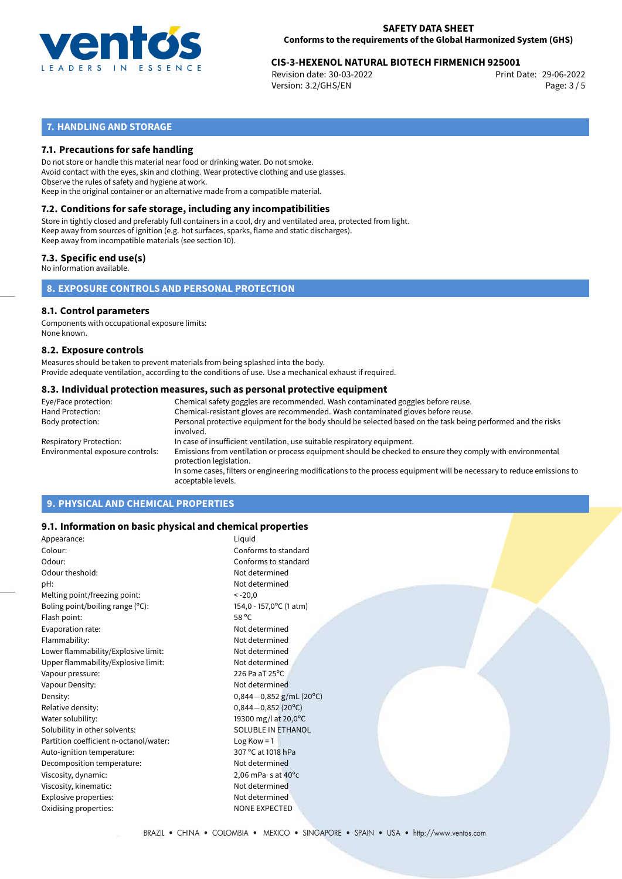## 7. HANDLING AND STORAGE

### 7.1. Precautions for safe handling

Do not store or handle this material near food or drinking water. Do not smoke.
Avoid contact with the eyes, skin and clothing. Wear protective clothing and use glasses.
Observe the rules of safety and hygiene at work.
Keep in the original container or an alternative made from a compatible material.

### 7.2. Conditions for safe storage, including any incompatibilities

Store in tightly closed and preferably full containers in a cool, dry and ventilated area, protected from light.
Keep away from sources of ignition (e.g. hot surfaces, sparks, flame and static discharges).
Keep away from incompatible materials (see section 10).

### 7.3. Specific end use(s)

No information available.

## 8. EXPOSURE CONTROLS AND PERSONAL PROTECTION

### 8.1. Control parameters

Components with occupational exposure limits:
None known.

### 8.2. Exposure controls

Measures should be taken to prevent materials from being splashed into the body.
Provide adequate ventilation, according to the conditions of use. Use a mechanical exhaust if required.

### 8.3. Individual protection measures, such as personal protective equipment

| | |
|---|---|
| Eye/Face protection: | Chemical safety goggles are recommended. Wash contaminated goggles before reuse. |
| Hand Protection: | Chemical-resistant gloves are recommended. Wash contaminated gloves before reuse. |
| Body protection: | Personal protective equipment for the body should be selected based on the task being performed and the risks involved. |
| Respiratory Protection: | In case of insufficient ventilation, use suitable respiratory equipment. |
| Environmental exposure controls: | Emissions from ventilation or process equipment should be checked to ensure they comply with environmental protection legislation. In some cases, filters or engineering modifications to the process equipment will be necessary to reduce emissions to acceptable levels. |

## 9. PHYSICAL AND CHEMICAL PROPERTIES

### 9.1. Information on basic physical and chemical properties

| | |
|---|---|
| Appearance: | Liquid |
| Colour: | Conforms to standard |
| Odour: | Conforms to standard |
| Odour theshold: | Not determined |
| pH: | Not determined |
| Melting point/freezing point: | < -20,0 |
| Boling point/boiling range (°C): | 154,0 - 157,0°C (1 atm) |
| Flash point: | 58 °C |
| Evaporation rate: | Not determined |
| Flammability: | Not determined |
| Lower flammability/Explosive limit: | Not determined |
| Upper flammability/Explosive limit: | Not determined |
| Vapour pressure: | 226 Pa aT 25°C |
| Vapour Density: | Not determined |
| Density: | 0,844—0,852 g/mL (20°C) |
| Relative density: | 0,844—0,852 (20°C) |
| Water solubility: | 19300 mg/l at 20,0°C |
| Solubility in other solvents: | SOLUBLE IN ETHANOL |
| Partition coefficient n-octanol/water: | Log Kow = 1 |
| Auto-ignition temperature: | 307 °C at 1018 hPa |
| Decomposition temperature: | Not determined |
| Viscosity, dynamic: | 2,06 mPa· s at 40°c |
| Viscosity, kinematic: | Not determined |
| Explosive properties: | Not determined |
| Oxidising properties: | NONE EXPECTED |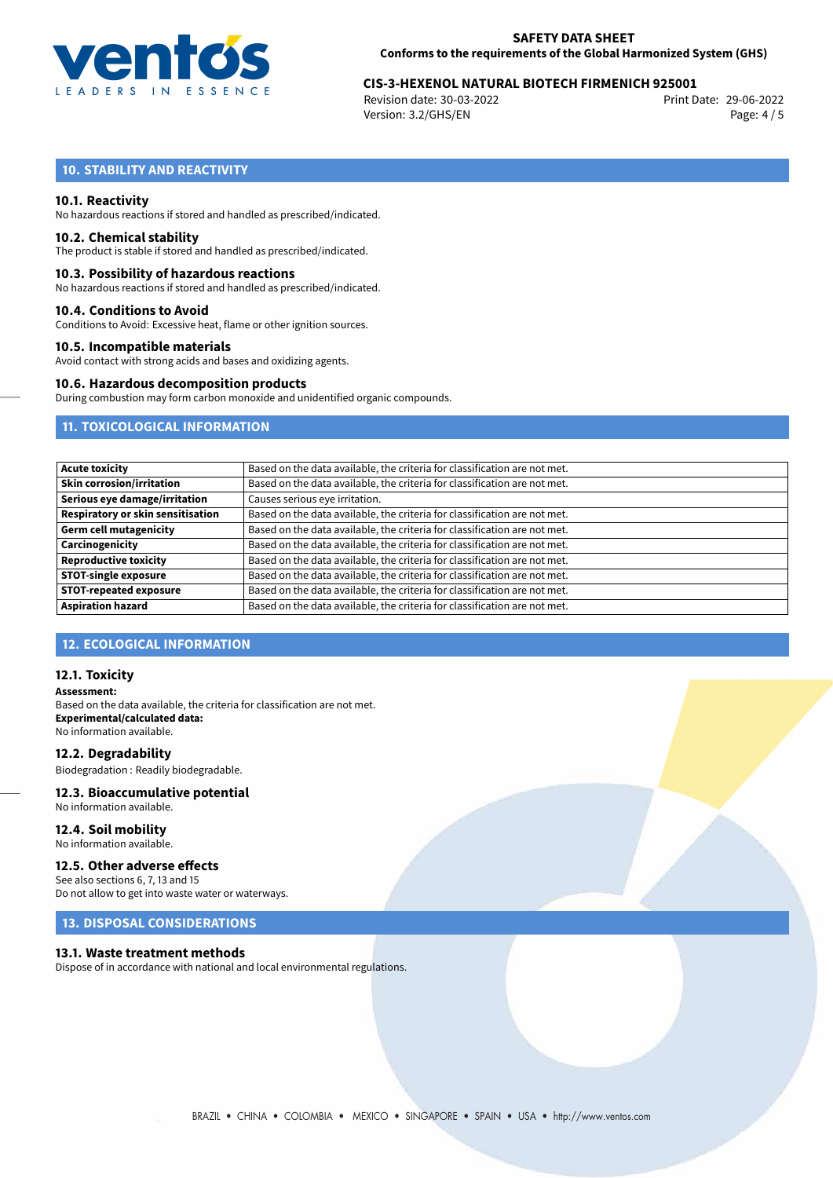## 10. STABILITY AND REACTIVITY

### 10.1. Reactivity

No hazardous reactions if stored and handled as prescribed/indicated.

### 10.2. Chemical stability

The product is stable if stored and handled as prescribed/indicated.

### 10.3. Possibility of hazardous reactions

No hazardous reactions if stored and handled as prescribed/indicated.

### 10.4. Conditions to Avoid

Conditions to Avoid: Excessive heat, flame or other ignition sources.

### 10.5. Incompatible materials

Avoid contact with strong acids and bases and oxidizing agents.

### 10.6. Hazardous decomposition products

During combustion may form carbon monoxide and unidentified organic compounds.

## 11. TOXICOLOGICAL INFORMATION

| | |
|---|---|
| **Acute toxicity** | Based on the data available, the criteria for classification are not met. |
| **Skin corrosion/irritation** | Based on the data available, the criteria for classification are not met. |
| **Serious eye damage/irritation** | Causes serious eye irritation. |
| **Respiratory or skin sensitisation** | Based on the data available, the criteria for classification are not met. |
| **Germ cell mutagenicity** | Based on the data available, the criteria for classification are not met. |
| **Carcinogenicity** | Based on the data available, the criteria for classification are not met. |
| **Reproductive toxicity** | Based on the data available, the criteria for classification are not met. |
| **STOT-single exposure** | Based on the data available, the criteria for classification are not met. |
| **STOT-repeated exposure** | Based on the data available, the criteria for classification are not met. |
| **Aspiration hazard** | Based on the data available, the criteria for classification are not met. |

## 12. ECOLOGICAL INFORMATION

### 12.1. Toxicity

**Assessment:**
Based on the data available, the criteria for classification are not met.
**Experimental/calculated data:**
No information available.

### 12.2. Degradability

Biodegradation : Readily biodegradable.

### 12.3. Bioaccumulative potential

No information available.

### 12.4. Soil mobility

No information available.

### 12.5. Other adverse effects

See also sections 6, 7, 13 and 15
Do not allow to get into waste water or waterways.

## 13. DISPOSAL CONSIDERATIONS

### 13.1. Waste treatment methods

Dispose of in accordance with national and local environmental regulations.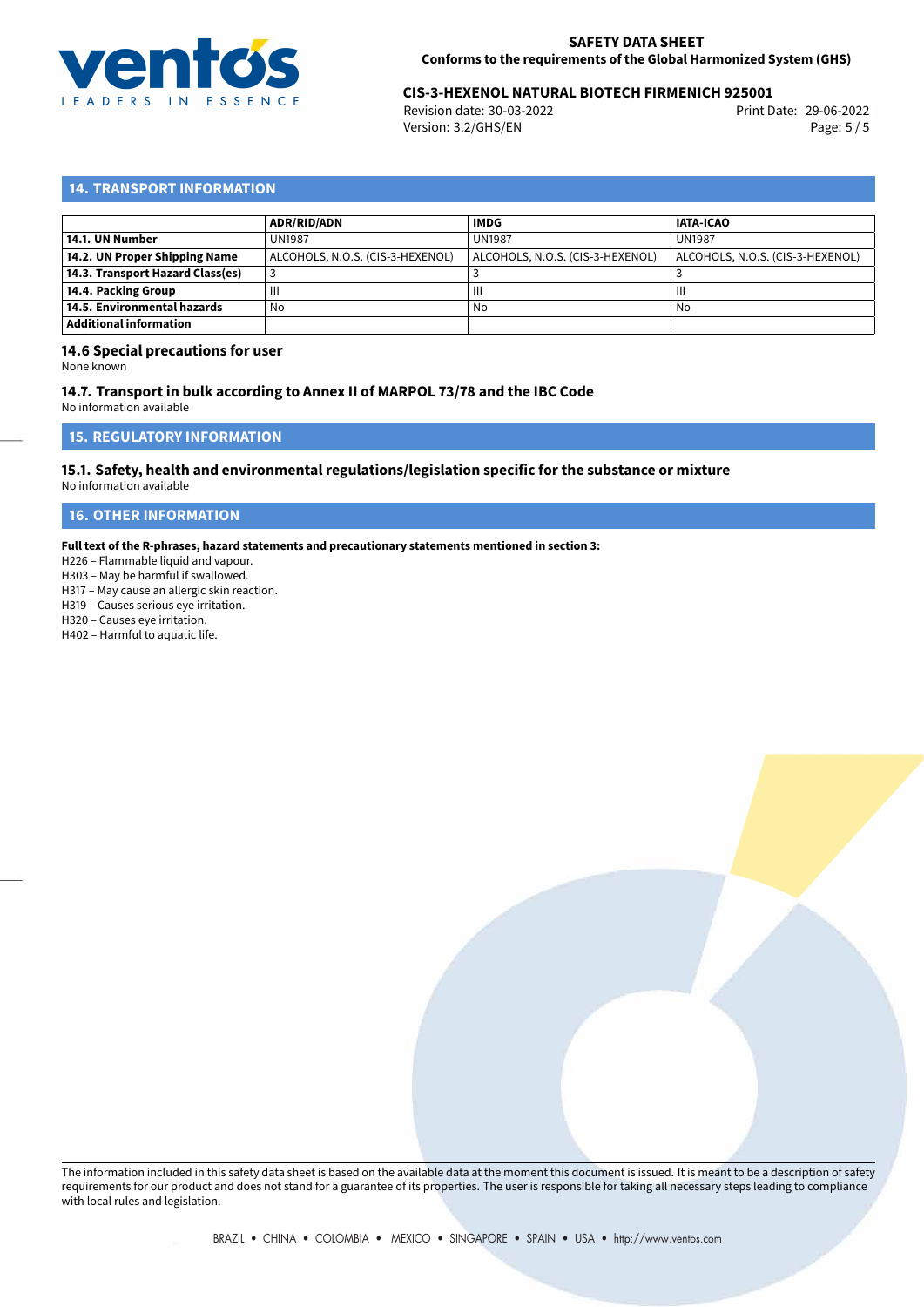## 14. TRANSPORT INFORMATION

| | ADR/RID/ADN | IMDG | IATA-ICAO |
|---|---|---|---|
| **14.1. UN Number** | UN1987 | UN1987 | UN1987 |
| **14.2. UN Proper Shipping Name** | ALCOHOLS, N.O.S. (CIS-3-HEXENOL) | ALCOHOLS, N.O.S. (CIS-3-HEXENOL) | ALCOHOLS, N.O.S. (CIS-3-HEXENOL) |
| **14.3. Transport Hazard Class(es)** | 3 | 3 | 3 |
| **14.4. Packing Group** | III | III | III |
| **14.5. Environmental hazards** | No | No | No |
| **Additional information** | | | |

### 14.6 Special precautions for user

None known

### 14.7. Transport in bulk according to Annex II of MARPOL 73/78 and the IBC Code

No information available

## 15. REGULATORY INFORMATION

### 15.1. Safety, health and environmental regulations/legislation specific for the substance or mixture

No information available

## 16. OTHER INFORMATION

**Full text of the R-phrases, hazard statements and precautionary statements mentioned in section 3:**

H226 – Flammable liquid and vapour.
H303 – May be harmful if swallowed.
H317 – May cause an allergic skin reaction.
H319 – Causes serious eye irritation.
H320 – Causes eye irritation.
H402 – Harmful to aquatic life.

The information included in this safety data sheet is based on the available data at the moment this document is issued. It is meant to be a description of safety requirements for our product and does not stand for a guarantee of its properties. The user is responsible for taking all necessary steps leading to compliance with local rules and legislation.